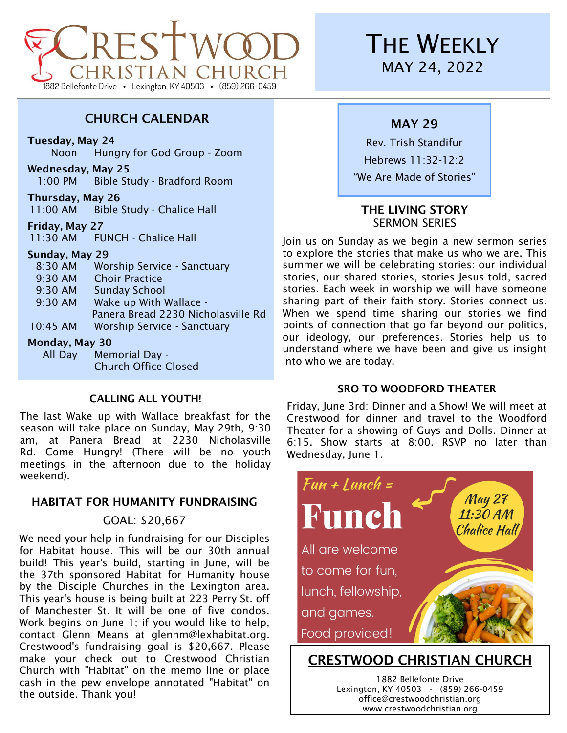# Crestwood Christian Church

1882 Bellefonte Drive • Lexington, KY 40503 • (859) 266-0459

# The Weekly

MAY 24, 2022

## CHURCH CALENDAR

**Tuesday, May 24**
Noon — Hungry for God Group - Zoom

**Wednesday, May 25**
1:00 PM — Bible Study - Bradford Room

**Thursday, May 26**
11:00 AM — Bible Study - Chalice Hall

**Friday, May 27**
11:30 AM — FUNCH - Chalice Hall

**Sunday, May 29**
8:30 AM — Worship Service - Sanctuary
9:30 AM — Choir Practice
9:30 AM — Sunday School
9:30 AM — Wake up With Wallace - Panera Bread 2230 Nicholasville Rd
10:45 AM — Worship Service - Sanctuary

**Monday, May 30**
All Day — Memorial Day - Church Office Closed

## CALLING ALL YOUTH!

The last Wake up with Wallace breakfast for the season will take place on Sunday, May 29th, 9:30 am, at Panera Bread at 2230 Nicholasville Rd. Come Hungry! (There will be no youth meetings in the afternoon due to the holiday weekend).

## HABITAT FOR HUMANITY FUNDRAISING

GOAL: $20,667

We need your help in fundraising for our Disciples for Habitat house. This will be our 30th annual build! This year's build, starting in June, will be the 37th sponsored Habitat for Humanity house by the Disciple Churches in the Lexington area. This year's house is being built at 223 Perry St. off of Manchester St. It will be one of five condos. Work begins on June 1; if you would like to help, contact Glenn Means at glennm@lexhabitat.org. Crestwood's fundraising goal is $20,667. Please make your check out to Crestwood Christian Church with "Habitat" on the memo line or place cash in the pew envelope annotated "Habitat" on the outside. Thank you!

## MAY 29

Rev. Trish Standifur
Hebrews 11:32-12:2
"We Are Made of Stories"

## THE LIVING STORY
SERMON SERIES

Join us on Sunday as we begin a new sermon series to explore the stories that make us who we are. This summer we will be celebrating stories: our individual stories, our shared stories, stories Jesus told, sacred stories. Each week in worship we will have someone sharing part of their faith story. Stories connect us. When we spend time sharing our stories we find points of connection that go far beyond our politics, our ideology, our preferences. Stories help us to understand where we have been and give us insight into who we are today.

## SRO TO WOODFORD THEATER

Friday, June 3rd: Dinner and a Show! We will meet at Crestwood for dinner and travel to the Woodford Theater for a showing of Guys and Dolls. Dinner at 6:15. Show starts at 8:00. RSVP no later than Wednesday, June 1.

*Fun + Lunch =*

# Funch

*May 27*
*11:30 AM*
*Chalice Hall*

All are welcome to come for fun, lunch, fellowship, and games.
Food provided!

## CRESTWOOD CHRISTIAN CHURCH

1882 Bellefonte Drive
Lexington, KY 40503 · (859) 266-0459
office@crestwoodchristian.org
www.crestwoodchristian.org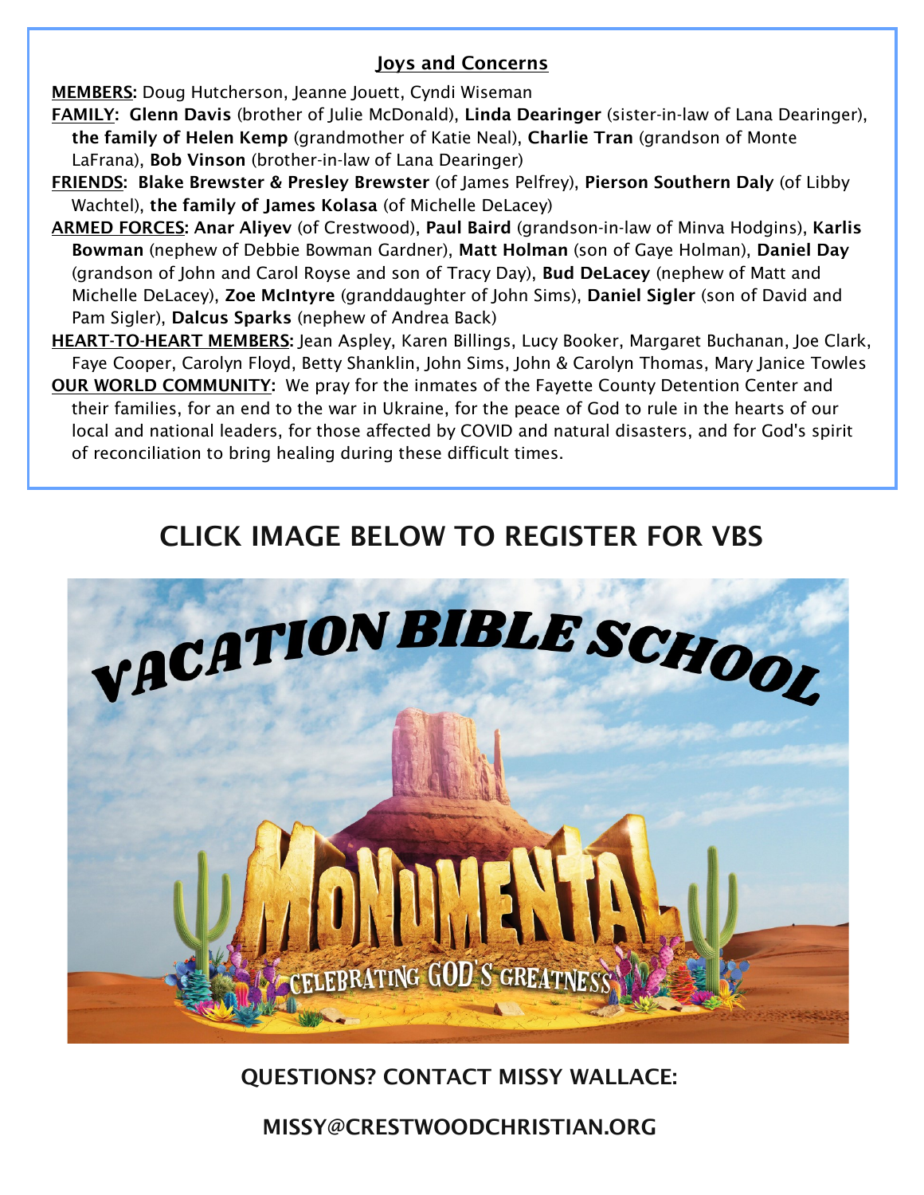## Joys and Concerns

**MEMBERS:** Doug Hutcherson, Jeanne Jouett, Cyndi Wiseman

**FAMILY:** **Glenn Davis** (brother of Julie McDonald), **Linda Dearinger** (sister-in-law of Lana Dearinger), **the family of Helen Kemp** (grandmother of Katie Neal), **Charlie Tran** (grandson of Monte LaFrana), **Bob Vinson** (brother-in-law of Lana Dearinger)

**FRIENDS:** **Blake Brewster & Presley Brewster** (of James Pelfrey), **Pierson Southern Daly** (of Libby Wachtel), **the family of James Kolasa** (of Michelle DeLacey)

**ARMED FORCES:** **Anar Aliyev** (of Crestwood), **Paul Baird** (grandson-in-law of Minva Hodgins), **Karlis Bowman** (nephew of Debbie Bowman Gardner), **Matt Holman** (son of Gaye Holman), **Daniel Day** (grandson of John and Carol Royse and son of Tracy Day), **Bud DeLacey** (nephew of Matt and Michelle DeLacey), **Zoe McIntyre** (granddaughter of John Sims), **Daniel Sigler** (son of David and Pam Sigler), **Dalcus Sparks** (nephew of Andrea Back)

**HEART-TO-HEART MEMBERS:** Jean Aspley, Karen Billings, Lucy Booker, Margaret Buchanan, Joe Clark, Faye Cooper, Carolyn Floyd, Betty Shanklin, John Sims, John & Carolyn Thomas, Mary Janice Towles

**OUR WORLD COMMUNITY:** We pray for the inmates of the Fayette County Detention Center and their families, for an end to the war in Ukraine, for the peace of God to rule in the hearts of our local and national leaders, for those affected by COVID and natural disasters, and for God's spirit of reconciliation to bring healing during these difficult times.

## CLICK IMAGE BELOW TO REGISTER FOR VBS

VACATION BIBLE SCHOOL

MONUMENTAL

CELEBRATING GOD'S GREATNESS

**QUESTIONS? CONTACT MISSY WALLACE:**

**MISSY@CRESTWOODCHRISTIAN.ORG**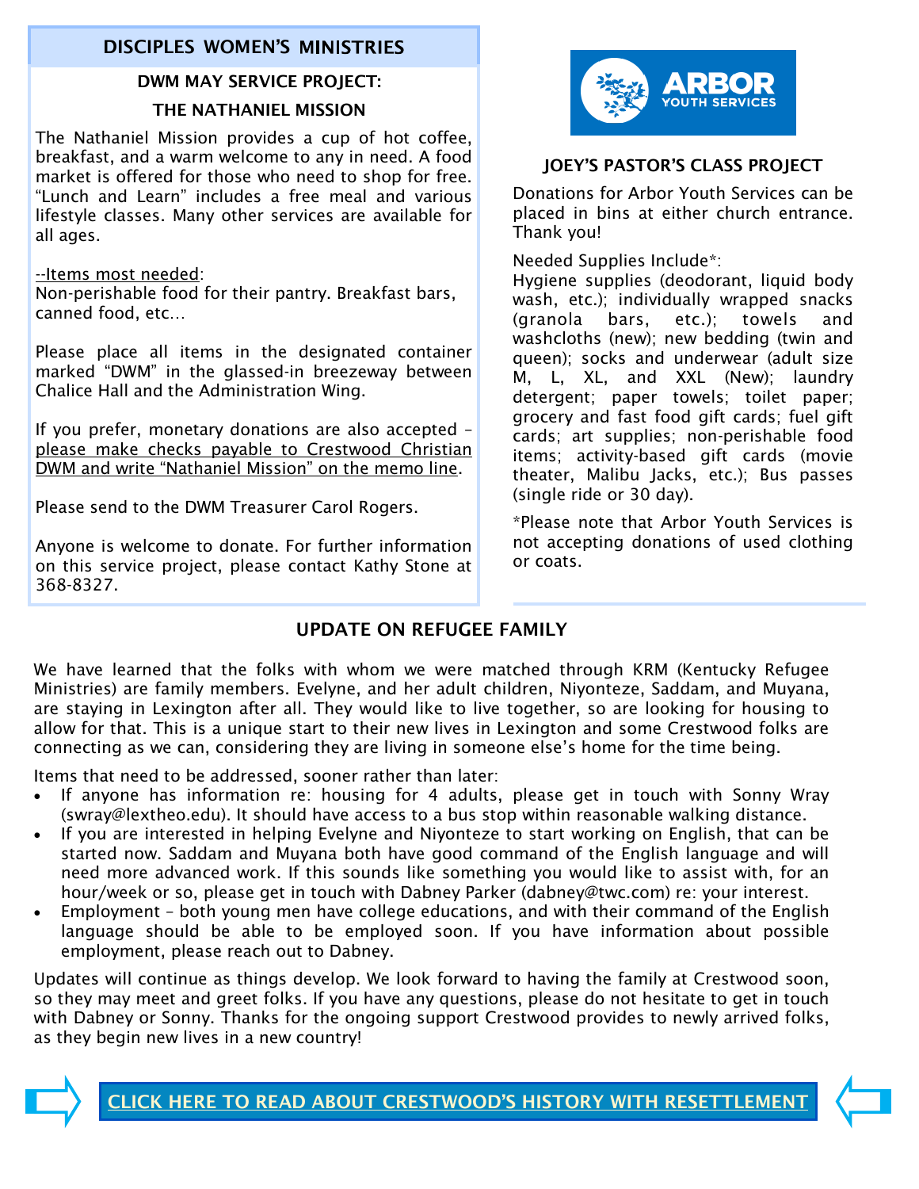## DISCIPLES WOMEN'S MINISTRIES

### DWM MAY SERVICE PROJECT:

### THE NATHANIEL MISSION

The Nathaniel Mission provides a cup of hot coffee, breakfast, and a warm welcome to any in need. A food market is offered for those who need to shop for free. "Lunch and Learn" includes a free meal and various lifestyle classes. Many other services are available for all ages.

--Items most needed:
Non-perishable food for their pantry. Breakfast bars, canned food, etc…

Please place all items in the designated container marked "DWM" in the glassed-in breezeway between Chalice Hall and the Administration Wing.

If you prefer, monetary donations are also accepted – please make checks payable to Crestwood Christian DWM and write "Nathaniel Mission" on the memo line.

Please send to the DWM Treasurer Carol Rogers.

Anyone is welcome to donate. For further information on this service project, please contact Kathy Stone at 368-8327.

ARBOR YOUTH SERVICES

### JOEY'S PASTOR'S CLASS PROJECT

Donations for Arbor Youth Services can be placed in bins at either church entrance. Thank you!

Needed Supplies Include*:
Hygiene supplies (deodorant, liquid body wash, etc.); individually wrapped snacks (granola bars, etc.); towels and washcloths (new); new bedding (twin and queen); socks and underwear (adult size M, L, XL, and XXL (New); laundry detergent; paper towels; toilet paper; grocery and fast food gift cards; fuel gift cards; art supplies; non-perishable food items; activity-based gift cards (movie theater, Malibu Jacks, etc.); Bus passes (single ride or 30 day).

*Please note that Arbor Youth Services is not accepting donations of used clothing or coats.

## UPDATE ON REFUGEE FAMILY

We have learned that the folks with whom we were matched through KRM (Kentucky Refugee Ministries) are family members. Evelyne, and her adult children, Niyonteze, Saddam, and Muyana, are staying in Lexington after all. They would like to live together, so are looking for housing to allow for that. This is a unique start to their new lives in Lexington and some Crestwood folks are connecting as we can, considering they are living in someone else's home for the time being.

Items that need to be addressed, sooner rather than later:

- If anyone has information re: housing for 4 adults, please get in touch with Sonny Wray (swray@lextheo.edu). It should have access to a bus stop within reasonable walking distance.
- If you are interested in helping Evelyne and Niyonteze to start working on English, that can be started now. Saddam and Muyana both have good command of the English language and will need more advanced work. If this sounds like something you would like to assist with, for an hour/week or so, please get in touch with Dabney Parker (dabney@twc.com) re: your interest.
- Employment – both young men have college educations, and with their command of the English language should be able to be employed soon. If you have information about possible employment, please reach out to Dabney.

Updates will continue as things develop. We look forward to having the family at Crestwood soon, so they may meet and greet folks. If you have any questions, please do not hesitate to get in touch with Dabney or Sonny. Thanks for the ongoing support Crestwood provides to newly arrived folks, as they begin new lives in a new country!

CLICK HERE TO READ ABOUT CRESTWOOD'S HISTORY WITH RESETTLEMENT